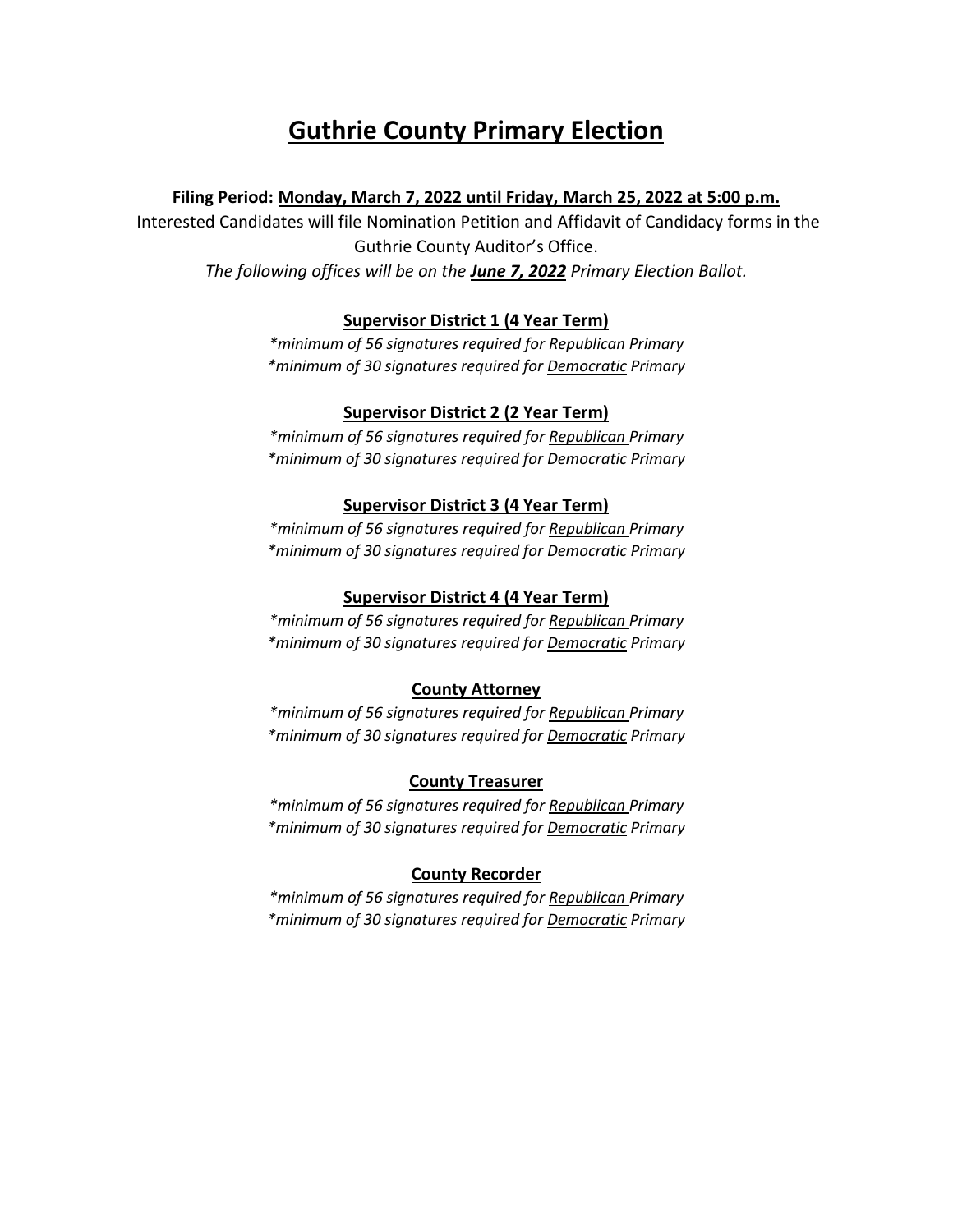# Guthrie County Primary Election

**Filing Period: Monday, March 7, 2022 until Friday, March 25, 2022 at 5:00 p.m.**

Interested Candidates will file Nomination Petition and Affidavit of Candidacy forms in the Guthrie County Auditor's Office.

*The following offices will be on the* ***June 7, 2022*** *Primary Election Ballot.*

### Supervisor District 1 (4 Year Term)

*\*minimum of 56 signatures required for Republican Primary*
*\*minimum of 30 signatures required for Democratic Primary*

### Supervisor District 2 (2 Year Term)

*\*minimum of 56 signatures required for Republican Primary*
*\*minimum of 30 signatures required for Democratic Primary*

### Supervisor District 3 (4 Year Term)

*\*minimum of 56 signatures required for Republican Primary*
*\*minimum of 30 signatures required for Democratic Primary*

### Supervisor District 4 (4 Year Term)

*\*minimum of 56 signatures required for Republican Primary*
*\*minimum of 30 signatures required for Democratic Primary*

### County Attorney

*\*minimum of 56 signatures required for Republican Primary*
*\*minimum of 30 signatures required for Democratic Primary*

### County Treasurer

*\*minimum of 56 signatures required for Republican Primary*
*\*minimum of 30 signatures required for Democratic Primary*

### County Recorder

*\*minimum of 56 signatures required for Republican Primary*
*\*minimum of 30 signatures required for Democratic Primary*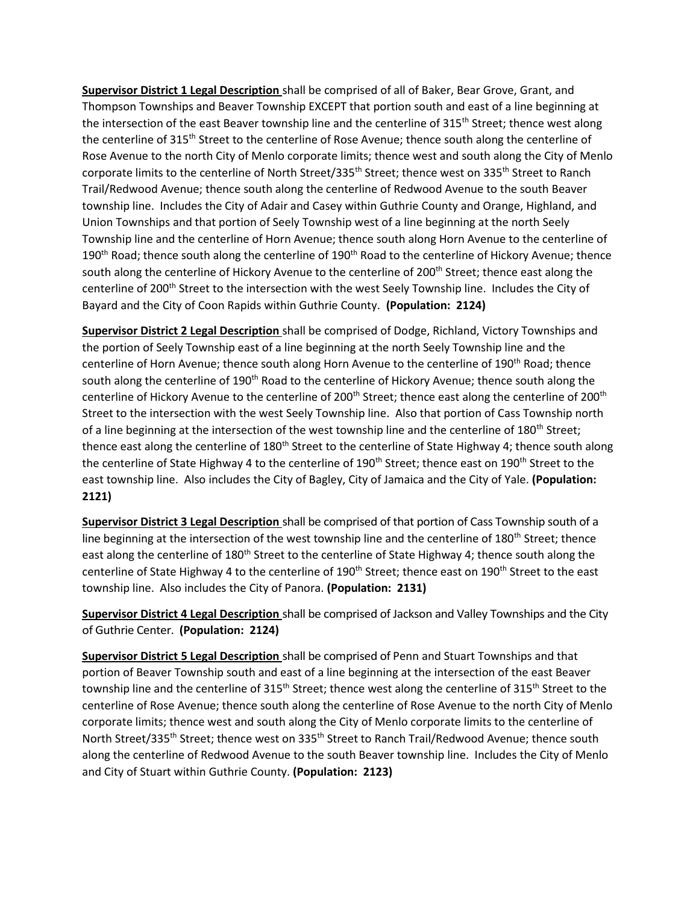**Supervisor District 1 Legal Description** shall be comprised of all of Baker, Bear Grove, Grant, and Thompson Townships and Beaver Township EXCEPT that portion south and east of a line beginning at the intersection of the east Beaver township line and the centerline of 315th Street; thence west along the centerline of 315th Street to the centerline of Rose Avenue; thence south along the centerline of Rose Avenue to the north City of Menlo corporate limits; thence west and south along the City of Menlo corporate limits to the centerline of North Street/335th Street; thence west on 335th Street to Ranch Trail/Redwood Avenue; thence south along the centerline of Redwood Avenue to the south Beaver township line. Includes the City of Adair and Casey within Guthrie County and Orange, Highland, and Union Townships and that portion of Seely Township west of a line beginning at the north Seely Township line and the centerline of Horn Avenue; thence south along Horn Avenue to the centerline of 190th Road; thence south along the centerline of 190th Road to the centerline of Hickory Avenue; thence south along the centerline of Hickory Avenue to the centerline of 200th Street; thence east along the centerline of 200th Street to the intersection with the west Seely Township line. Includes the City of Bayard and the City of Coon Rapids within Guthrie County. **(Population: 2124)**

**Supervisor District 2 Legal Description** shall be comprised of Dodge, Richland, Victory Townships and the portion of Seely Township east of a line beginning at the north Seely Township line and the centerline of Horn Avenue; thence south along Horn Avenue to the centerline of 190th Road; thence south along the centerline of 190th Road to the centerline of Hickory Avenue; thence south along the centerline of Hickory Avenue to the centerline of 200th Street; thence east along the centerline of 200th Street to the intersection with the west Seely Township line. Also that portion of Cass Township north of a line beginning at the intersection of the west township line and the centerline of 180th Street; thence east along the centerline of 180th Street to the centerline of State Highway 4; thence south along the centerline of State Highway 4 to the centerline of 190th Street; thence east on 190th Street to the east township line. Also includes the City of Bagley, City of Jamaica and the City of Yale. **(Population: 2121)**

**Supervisor District 3 Legal Description** shall be comprised of that portion of Cass Township south of a line beginning at the intersection of the west township line and the centerline of 180th Street; thence east along the centerline of 180th Street to the centerline of State Highway 4; thence south along the centerline of State Highway 4 to the centerline of 190th Street; thence east on 190th Street to the east township line. Also includes the City of Panora. **(Population: 2131)**

**Supervisor District 4 Legal Description** shall be comprised of Jackson and Valley Townships and the City of Guthrie Center. **(Population: 2124)**

**Supervisor District 5 Legal Description** shall be comprised of Penn and Stuart Townships and that portion of Beaver Township south and east of a line beginning at the intersection of the east Beaver township line and the centerline of 315th Street; thence west along the centerline of 315th Street to the centerline of Rose Avenue; thence south along the centerline of Rose Avenue to the north City of Menlo corporate limits; thence west and south along the City of Menlo corporate limits to the centerline of North Street/335th Street; thence west on 335th Street to Ranch Trail/Redwood Avenue; thence south along the centerline of Redwood Avenue to the south Beaver township line. Includes the City of Menlo and City of Stuart within Guthrie County. **(Population: 2123)**